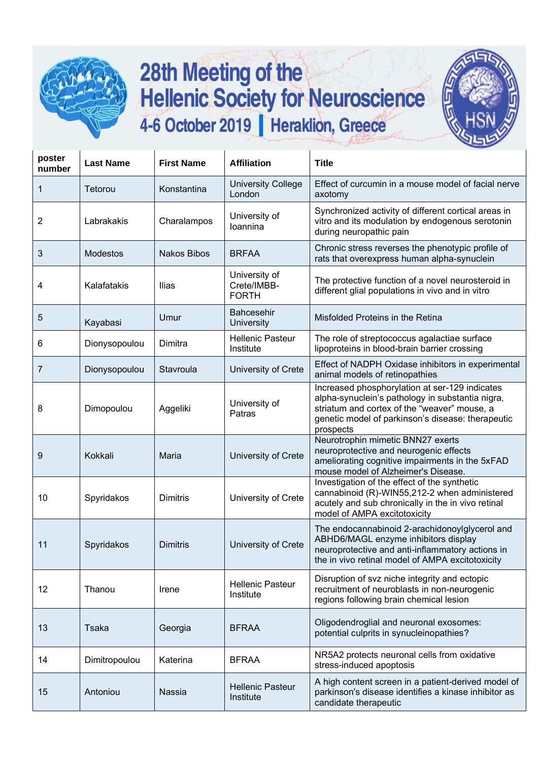# 28th Meeting of the Hellenic Society for Neuroscience

## 4-6 October 2019 | Heraklion, Greece

| poster number | Last Name | First Name | Affiliation | Title |
|---|---|---|---|---|
| 1 | Tetorou | Konstantina | University College London | Effect of curcumin in a mouse model of facial nerve axotomy |
| 2 | Labrakakis | Charalampos | University of Ioannina | Synchronized activity of different cortical areas in vitro and its modulation by endogenous serotonin during neuropathic pain |
| 3 | Modestos | Nakos Bibos | BRFAA | Chronic stress reverses the phenotypic profile of rats that overexpress human alpha-synuclein |
| 4 | Kalafatakis | Ilias | University of Crete/IMBB-FORTH | The protective function of a novel neurosteroid in different glial populations in vivo and in vitro |
| 5 | Kayabasi | Umur | Bahcesehir University | Misfolded Proteins in the Retina |
| 6 | Dionysopoulou | Dimitra | Hellenic Pasteur Institute | The role of streptococcus agalactiae surface lipoproteins in blood-brain barrier crossing |
| 7 | Dionysopoulou | Stavroula | University of Crete | Effect of NADPH Oxidase inhibitors in experimental animal models of retinopathies |
| 8 | Dimopoulou | Aggeliki | University of Patras | Increased phosphorylation at ser-129 indicates alpha-synuclein's pathology in substantia nigra, striatum and cortex of the "weaver" mouse, a genetic model of parkinson's disease: therapeutic prospects |
| 9 | Kokkali | Maria | University of Crete | Neurotrophin mimetic BNN27 exerts neuroprotective and neurogenic effects ameliorating cognitive impairments in the 5xFAD mouse model of Alzheimer's Disease. |
| 10 | Spyridakos | Dimitris | University of Crete | Investigation of the effect of the synthetic cannabinoid (R)-WIN55,212-2 when administered acutely and sub chronically in the in vivo retinal model of AMPA excitotoxicity |
| 11 | Spyridakos | Dimitris | University of Crete | The endocannabinoid 2-arachidonoylglycerol and ABHD6/MAGL enzyme inhibitors display neuroprotective and anti-inflammatory actions in the in vivo retinal model of AMPA excitotoxicity |
| 12 | Thanou | Irene | Hellenic Pasteur Institute | Disruption of svz niche integrity and ectopic recruitment of neuroblasts in non-neurogenic regions following brain chemical lesion |
| 13 | Tsaka | Georgia | BFRAA | Oligodendroglial and neuronal exosomes: potential culprits in synucleinopathies? |
| 14 | Dimitropoulou | Katerina | BFRAA | NR5A2 protects neuronal cells from oxidative stress-induced apoptosis |
| 15 | Antoniou | Nassia | Hellenic Pasteur Institute | A high content screen in a patient-derived model of parkinson's disease identifies a kinase inhibitor as candidate therapeutic |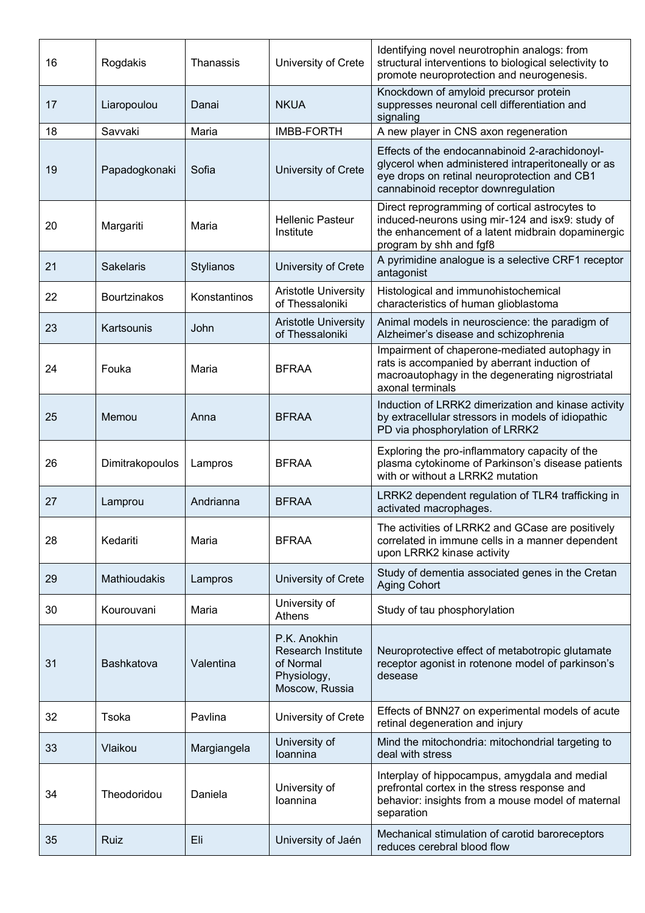| | | | | |
|---|---|---|---|---|
| 16 | Rogdakis | Thanassis | University of Crete | Identifying novel neurotrophin analogs: from structural interventions to biological selectivity to promote neuroprotection and neurogenesis. |
| 17 | Liaropoulou | Danai | NKUA | Knockdown of amyloid precursor protein suppresses neuronal cell differentiation and signaling |
| 18 | Savvaki | Maria | IMBB-FORTH | A new player in CNS axon regeneration |
| 19 | Papadogkonaki | Sofia | University of Crete | Effects of the endocannabinoid 2-arachidonoyl-glycerol when administered intraperitoneally or as eye drops on retinal neuroprotection and CB1 cannabinoid receptor downregulation |
| 20 | Margariti | Maria | Hellenic Pasteur Institute | Direct reprogramming of cortical astrocytes to induced-neurons using mir-124 and isx9: study of the enhancement of a latent midbrain dopaminergic program by shh and fgf8 |
| 21 | Sakelaris | Stylianos | University of Crete | A pyrimidine analogue is a selective CRF1 receptor antagonist |
| 22 | Bourtzinakos | Konstantinos | Aristotle University of Thessaloniki | Histological and immunohistochemical characteristics of human glioblastoma |
| 23 | Kartsounis | John | Aristotle University of Thessaloniki | Animal models in neuroscience: the paradigm of Alzheimer's disease and schizophrenia |
| 24 | Fouka | Maria | BFRAA | Impairment of chaperone-mediated autophagy in rats is accompanied by aberrant induction of macroautophagy in the degenerating nigrostriatal axonal terminals |
| 25 | Memou | Anna | BFRAA | Induction of LRRK2 dimerization and kinase activity by extracellular stressors in models of idiopathic PD via phosphorylation of LRRK2 |
| 26 | Dimitrakopoulos | Lampros | BFRAA | Exploring the pro-inflammatory capacity of the plasma cytokinome of Parkinson's disease patients with or without a LRRK2 mutation |
| 27 | Lamprou | Andrianna | BFRAA | LRRK2 dependent regulation of TLR4 trafficking in activated macrophages. |
| 28 | Kedariti | Maria | BFRAA | The activities of LRRK2 and GCase are positively correlated in immune cells in a manner dependent upon LRRK2 kinase activity |
| 29 | Mathioudakis | Lampros | University of Crete | Study of dementia associated genes in the Cretan Aging Cohort |
| 30 | Kourouvani | Maria | University of Athens | Study of tau phosphorylation |
| 31 | Bashkatova | Valentina | P.K. Anokhin Research Institute of Normal Physiology, Moscow, Russia | Neuroprotective effect of metabotropic glutamate receptor agonist in rotenone model of parkinson's desease |
| 32 | Tsoka | Pavlina | University of Crete | Effects of BNN27 on experimental models of acute retinal degeneration and injury |
| 33 | Vlaikou | Margiangela | University of Ioannina | Mind the mitochondria: mitochondrial targeting to deal with stress |
| 34 | Theodoridou | Daniela | University of Ioannina | Interplay of hippocampus, amygdala and medial prefrontal cortex in the stress response and behavior: insights from a mouse model of maternal separation |
| 35 | Ruiz | Eli | University of Jaén | Mechanical stimulation of carotid baroreceptors reduces cerebral blood flow |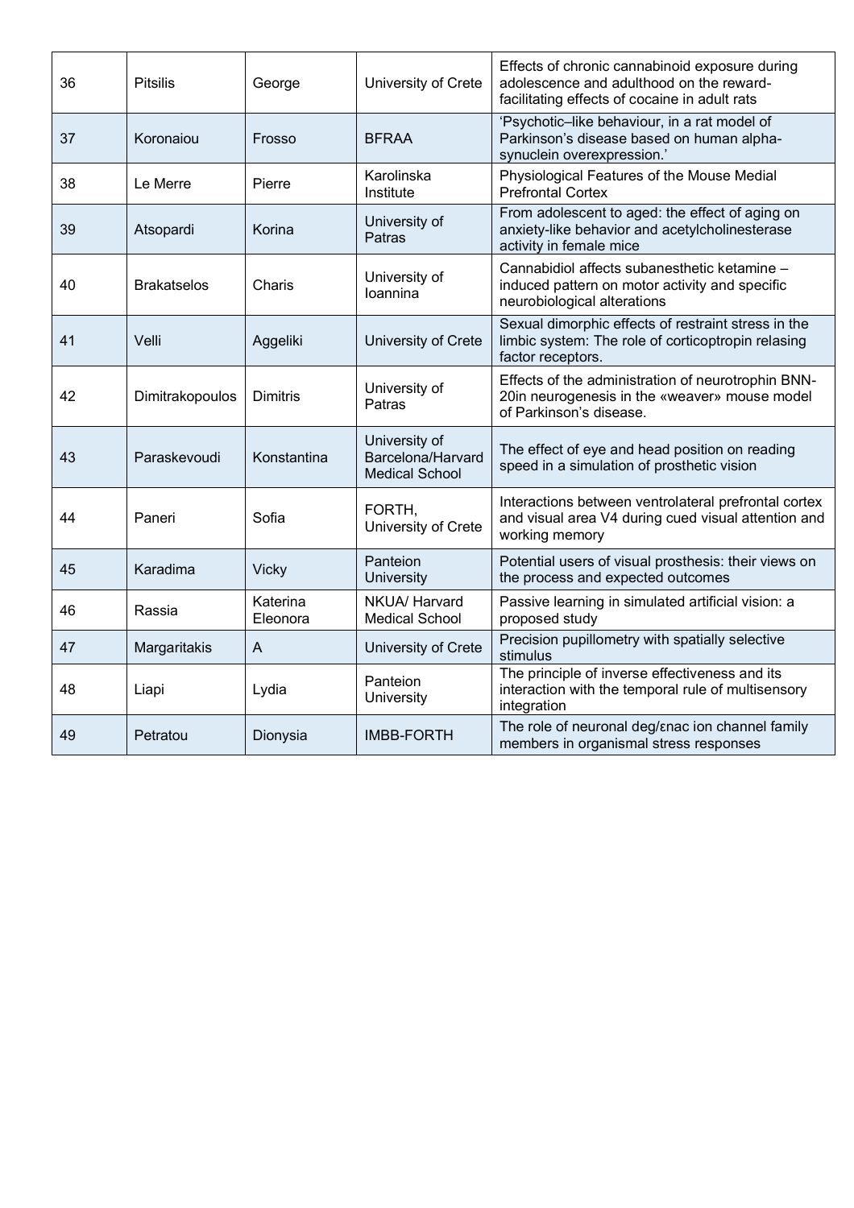| | | | | |
|---|---|---|---|---|
| 36 | Pitsilis | George | University of Crete | Effects of chronic cannabinoid exposure during adolescence and adulthood on the reward-facilitating effects of cocaine in adult rats |
| 37 | Koronaiou | Frosso | BFRAA | 'Psychotic–like behaviour, in a rat model of Parkinson's disease based on human alpha-synuclein overexpression.' |
| 38 | Le Merre | Pierre | Karolinska Institute | Physiological Features of the Mouse Medial Prefrontal Cortex |
| 39 | Atsopardi | Korina | University of Patras | From adolescent to aged: the effect of aging on anxiety-like behavior and acetylcholinesterase activity in female mice |
| 40 | Brakatselos | Charis | University of Ioannina | Cannabidiol affects subanesthetic ketamine – induced pattern on motor activity and specific neurobiological alterations |
| 41 | Velli | Aggeliki | University of Crete | Sexual dimorphic effects of restraint stress in the limbic system: The role of corticoptropin relasing factor receptors. |
| 42 | Dimitrakopoulos | Dimitris | University of Patras | Effects of the administration of neurotrophin BNN-20in neurogenesis in the «weaver» mouse model of Parkinson's disease. |
| 43 | Paraskevoudi | Konstantina | University of Barcelona/Harvard Medical School | The effect of eye and head position on reading speed in a simulation of prosthetic vision |
| 44 | Paneri | Sofia | FORTH, University of Crete | Interactions between ventrolateral prefrontal cortex and visual area V4 during cued visual attention and working memory |
| 45 | Karadima | Vicky | Panteion University | Potential users of visual prosthesis: their views on the process and expected outcomes |
| 46 | Rassia | Katerina Eleonora | NKUA/ Harvard Medical School | Passive learning in simulated artificial vision: a proposed study |
| 47 | Margaritakis | A | University of Crete | Precision pupillometry with spatially selective stimulus |
| 48 | Liapi | Lydia | Panteion University | The principle of inverse effectiveness and its interaction with the temporal rule of multisensory integration |
| 49 | Petratou | Dionysia | IMBB-FORTH | The role of neuronal deg/εnac ion channel family members in organismal stress responses |